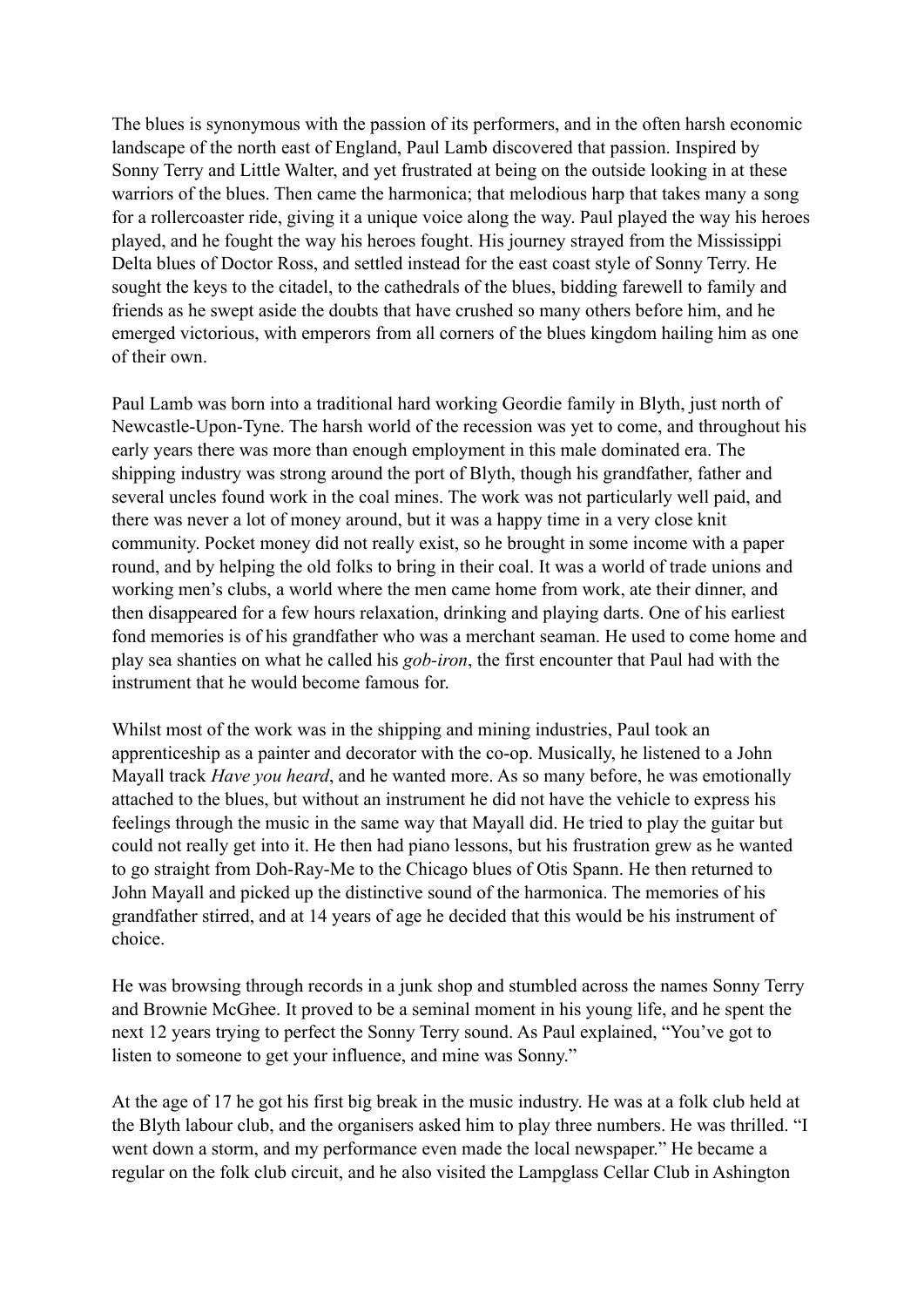The blues is synonymous with the passion of its performers, and in the often harsh economic landscape of the north east of England, Paul Lamb discovered that passion. Inspired by Sonny Terry and Little Walter, and yet frustrated at being on the outside looking in at these warriors of the blues. Then came the harmonica; that melodious harp that takes many a song for a rollercoaster ride, giving it a unique voice along the way. Paul played the way his heroes played, and he fought the way his heroes fought. His journey strayed from the Mississippi Delta blues of Doctor Ross, and settled instead for the east coast style of Sonny Terry. He sought the keys to the citadel, to the cathedrals of the blues, bidding farewell to family and friends as he swept aside the doubts that have crushed so many others before him, and he emerged victorious, with emperors from all corners of the blues kingdom hailing him as one of their own.

Paul Lamb was born into a traditional hard working Geordie family in Blyth, just north of Newcastle-Upon-Tyne. The harsh world of the recession was yet to come, and throughout his early years there was more than enough employment in this male dominated era. The shipping industry was strong around the port of Blyth, though his grandfather, father and several uncles found work in the coal mines. The work was not particularly well paid, and there was never a lot of money around, but it was a happy time in a very close knit community. Pocket money did not really exist, so he brought in some income with a paper round, and by helping the old folks to bring in their coal. It was a world of trade unions and working men's clubs, a world where the men came home from work, ate their dinner, and then disappeared for a few hours relaxation, drinking and playing darts. One of his earliest fond memories is of his grandfather who was a merchant seaman. He used to come home and play sea shanties on what he called his *gob-iron*, the first encounter that Paul had with the instrument that he would become famous for.

Whilst most of the work was in the shipping and mining industries, Paul took an apprenticeship as a painter and decorator with the co-op. Musically, he listened to a John Mayall track *Have you heard*, and he wanted more. As so many before, he was emotionally attached to the blues, but without an instrument he did not have the vehicle to express his feelings through the music in the same way that Mayall did. He tried to play the guitar but could not really get into it. He then had piano lessons, but his frustration grew as he wanted to go straight from Doh-Ray-Me to the Chicago blues of Otis Spann. He then returned to John Mayall and picked up the distinctive sound of the harmonica. The memories of his grandfather stirred, and at 14 years of age he decided that this would be his instrument of choice.

He was browsing through records in a junk shop and stumbled across the names Sonny Terry and Brownie McGhee. It proved to be a seminal moment in his young life, and he spent the next 12 years trying to perfect the Sonny Terry sound. As Paul explained, "You've got to listen to someone to get your influence, and mine was Sonny."

At the age of 17 he got his first big break in the music industry. He was at a folk club held at the Blyth labour club, and the organisers asked him to play three numbers. He was thrilled. "I went down a storm, and my performance even made the local newspaper." He became a regular on the folk club circuit, and he also visited the Lampglass Cellar Club in Ashington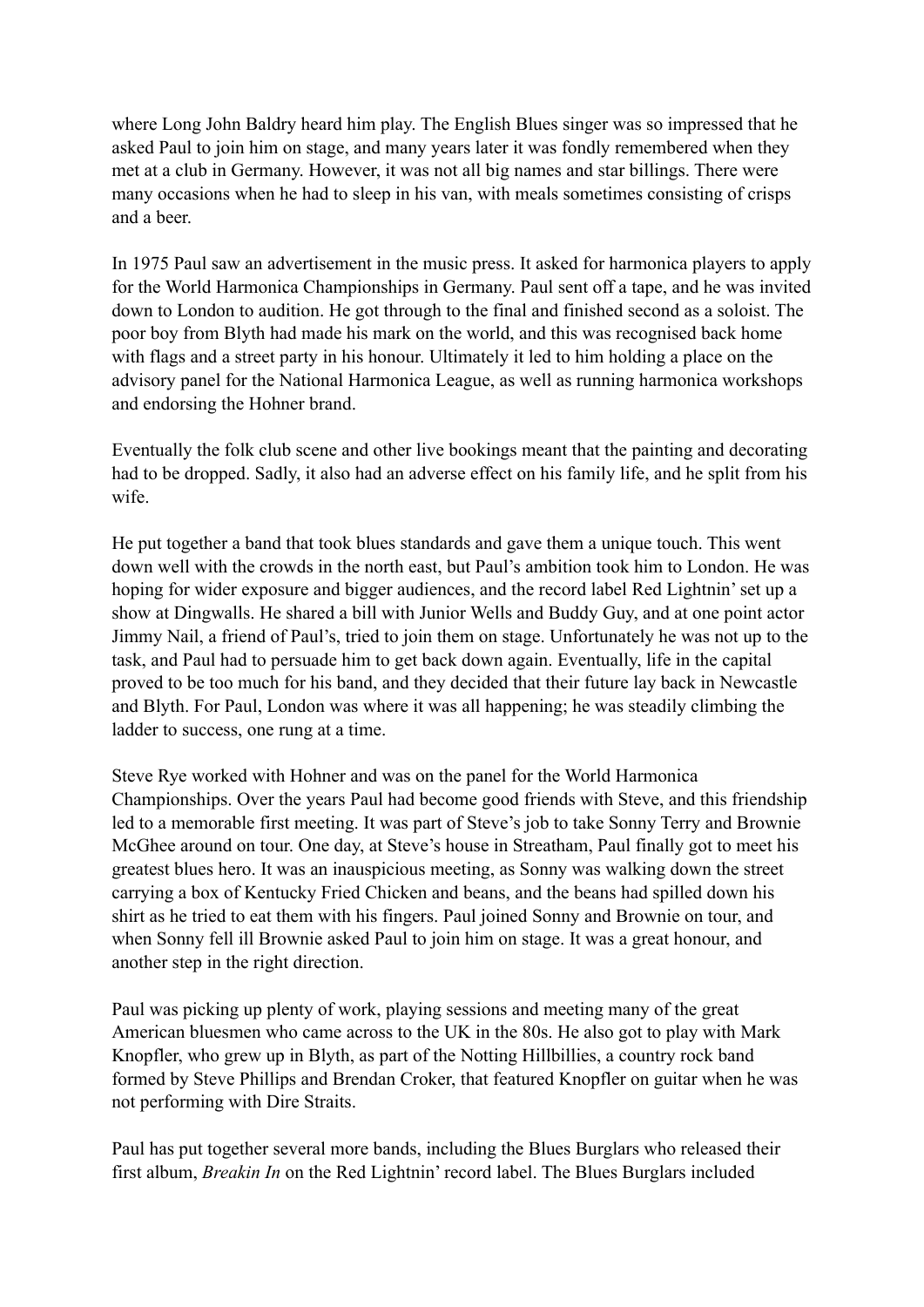where Long John Baldry heard him play. The English Blues singer was so impressed that he asked Paul to join him on stage, and many years later it was fondly remembered when they met at a club in Germany. However, it was not all big names and star billings. There were many occasions when he had to sleep in his van, with meals sometimes consisting of crisps and a beer.

In 1975 Paul saw an advertisement in the music press. It asked for harmonica players to apply for the World Harmonica Championships in Germany. Paul sent off a tape, and he was invited down to London to audition. He got through to the final and finished second as a soloist. The poor boy from Blyth had made his mark on the world, and this was recognised back home with flags and a street party in his honour. Ultimately it led to him holding a place on the advisory panel for the National Harmonica League, as well as running harmonica workshops and endorsing the Hohner brand.

Eventually the folk club scene and other live bookings meant that the painting and decorating had to be dropped. Sadly, it also had an adverse effect on his family life, and he split from his wife.

He put together a band that took blues standards and gave them a unique touch. This went down well with the crowds in the north east, but Paul's ambition took him to London. He was hoping for wider exposure and bigger audiences, and the record label Red Lightnin' set up a show at Dingwalls. He shared a bill with Junior Wells and Buddy Guy, and at one point actor Jimmy Nail, a friend of Paul's, tried to join them on stage. Unfortunately he was not up to the task, and Paul had to persuade him to get back down again. Eventually, life in the capital proved to be too much for his band, and they decided that their future lay back in Newcastle and Blyth. For Paul, London was where it was all happening; he was steadily climbing the ladder to success, one rung at a time.

Steve Rye worked with Hohner and was on the panel for the World Harmonica Championships. Over the years Paul had become good friends with Steve, and this friendship led to a memorable first meeting. It was part of Steve's job to take Sonny Terry and Brownie McGhee around on tour. One day, at Steve's house in Streatham, Paul finally got to meet his greatest blues hero. It was an inauspicious meeting, as Sonny was walking down the street carrying a box of Kentucky Fried Chicken and beans, and the beans had spilled down his shirt as he tried to eat them with his fingers. Paul joined Sonny and Brownie on tour, and when Sonny fell ill Brownie asked Paul to join him on stage. It was a great honour, and another step in the right direction.

Paul was picking up plenty of work, playing sessions and meeting many of the great American bluesmen who came across to the UK in the 80s. He also got to play with Mark Knopfler, who grew up in Blyth, as part of the Notting Hillbillies, a country rock band formed by Steve Phillips and Brendan Croker, that featured Knopfler on guitar when he was not performing with Dire Straits.

Paul has put together several more bands, including the Blues Burglars who released their first album, *Breakin In* on the Red Lightnin' record label. The Blues Burglars included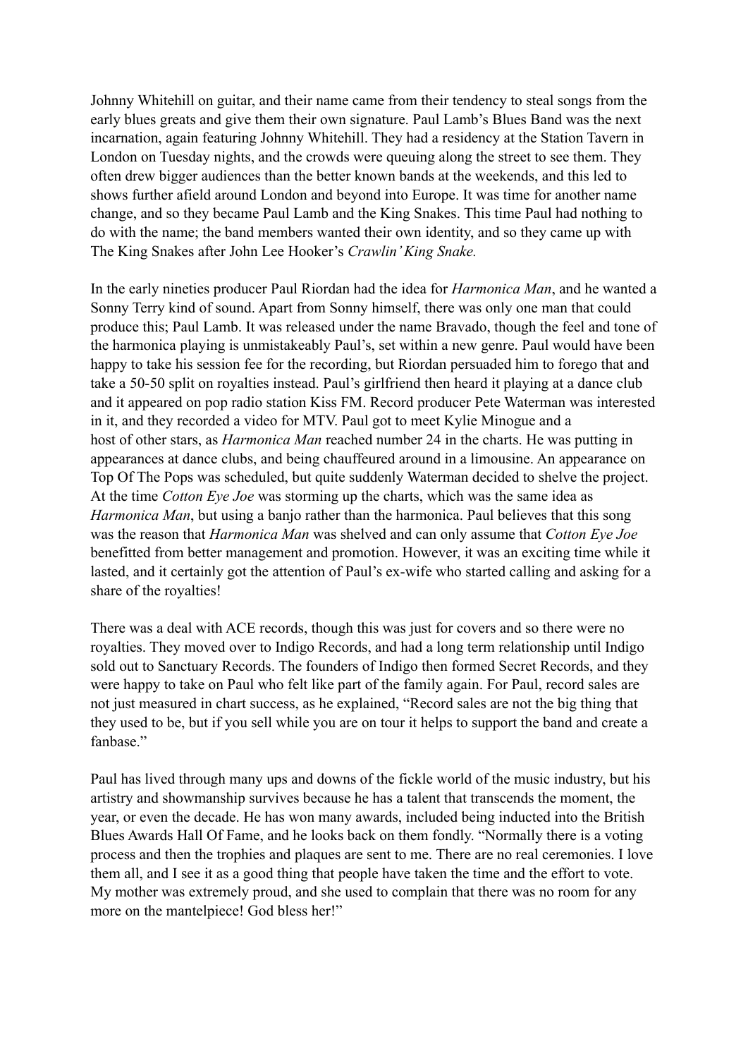Johnny Whitehill on guitar, and their name came from their tendency to steal songs from the early blues greats and give them their own signature. Paul Lamb's Blues Band was the next incarnation, again featuring Johnny Whitehill. They had a residency at the Station Tavern in London on Tuesday nights, and the crowds were queuing along the street to see them. They often drew bigger audiences than the better known bands at the weekends, and this led to shows further afield around London and beyond into Europe. It was time for another name change, and so they became Paul Lamb and the King Snakes. This time Paul had nothing to do with the name; the band members wanted their own identity, and so they came up with The King Snakes after John Lee Hooker's *Crawlin' King Snake.*

In the early nineties producer Paul Riordan had the idea for *Harmonica Man*, and he wanted a Sonny Terry kind of sound. Apart from Sonny himself, there was only one man that could produce this; Paul Lamb. It was released under the name Bravado, though the feel and tone of the harmonica playing is unmistakeably Paul's, set within a new genre. Paul would have been happy to take his session fee for the recording, but Riordan persuaded him to forego that and take a 50-50 split on royalties instead. Paul's girlfriend then heard it playing at a dance club and it appeared on pop radio station Kiss FM. Record producer Pete Waterman was interested in it, and they recorded a video for MTV. Paul got to meet Kylie Minogue and a host of other stars, as *Harmonica Man* reached number 24 in the charts. He was putting in appearances at dance clubs, and being chauffeured around in a limousine. An appearance on Top Of The Pops was scheduled, but quite suddenly Waterman decided to shelve the project. At the time *Cotton Eye Joe* was storming up the charts, which was the same idea as *Harmonica Man*, but using a banjo rather than the harmonica. Paul believes that this song was the reason that *Harmonica Man* was shelved and can only assume that *Cotton Eye Joe* benefitted from better management and promotion. However, it was an exciting time while it lasted, and it certainly got the attention of Paul's ex-wife who started calling and asking for a share of the royalties!

There was a deal with ACE records, though this was just for covers and so there were no royalties. They moved over to Indigo Records, and had a long term relationship until Indigo sold out to Sanctuary Records. The founders of Indigo then formed Secret Records, and they were happy to take on Paul who felt like part of the family again. For Paul, record sales are not just measured in chart success, as he explained, "Record sales are not the big thing that they used to be, but if you sell while you are on tour it helps to support the band and create a fanbase."

Paul has lived through many ups and downs of the fickle world of the music industry, but his artistry and showmanship survives because he has a talent that transcends the moment, the year, or even the decade. He has won many awards, included being inducted into the British Blues Awards Hall Of Fame, and he looks back on them fondly. "Normally there is a voting process and then the trophies and plaques are sent to me. There are no real ceremonies. I love them all, and I see it as a good thing that people have taken the time and the effort to vote. My mother was extremely proud, and she used to complain that there was no room for any more on the mantelpiece! God bless her!"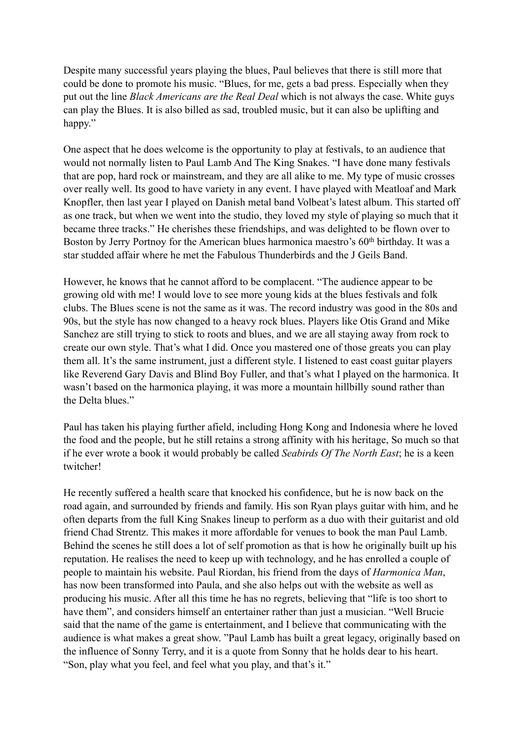Despite many successful years playing the blues, Paul believes that there is still more that could be done to promote his music. “Blues, for me, gets a bad press. Especially when they put out the line *Black Americans are the Real Deal* which is not always the case. White guys can play the Blues. It is also billed as sad, troubled music, but it can also be uplifting and happy.”

One aspect that he does welcome is the opportunity to play at festivals, to an audience that would not normally listen to Paul Lamb And The King Snakes. “I have done many festivals that are pop, hard rock or mainstream, and they are all alike to me. My type of music crosses over really well. Its good to have variety in any event. I have played with Meatloaf and Mark Knopfler, then last year I played on Danish metal band Volbeat’s latest album. This started off as one track, but when we went into the studio, they loved my style of playing so much that it became three tracks.” He cherishes these friendships, and was delighted to be flown over to Boston by Jerry Portnoy for the American blues harmonica maestro’s 60th birthday. It was a star studded affair where he met the Fabulous Thunderbirds and the J Geils Band.

However, he knows that he cannot afford to be complacent. “The audience appear to be growing old with me! I would love to see more young kids at the blues festivals and folk clubs. The Blues scene is not the same as it was. The record industry was good in the 80s and 90s, but the style has now changed to a heavy rock blues. Players like Otis Grand and Mike Sanchez are still trying to stick to roots and blues, and we are all staying away from rock to create our own style. That’s what I did. Once you mastered one of those greats you can play them all. It’s the same instrument, just a different style. I listened to east coast guitar players like Reverend Gary Davis and Blind Boy Fuller, and that’s what I played on the harmonica. It wasn’t based on the harmonica playing, it was more a mountain hillbilly sound rather than the Delta blues.”

Paul has taken his playing further afield, including Hong Kong and Indonesia where he loved the food and the people, but he still retains a strong affinity with his heritage, So much so that if he ever wrote a book it would probably be called *Seabirds Of The North East*; he is a keen twitcher!

He recently suffered a health scare that knocked his confidence, but he is now back on the road again, and surrounded by friends and family. His son Ryan plays guitar with him, and he often departs from the full King Snakes lineup to perform as a duo with their guitarist and old friend Chad Strentz. This makes it more affordable for venues to book the man Paul Lamb. Behind the scenes he still does a lot of self promotion as that is how he originally built up his reputation. He realises the need to keep up with technology, and he has enrolled a couple of people to maintain his website. Paul Riordan, his friend from the days of *Harmonica Man*, has now been transformed into Paula, and she also helps out with the website as well as producing his music. After all this time he has no regrets, believing that “life is too short to have them”, and considers himself an entertainer rather than just a musician. “Well Brucie said that the name of the game is entertainment, and I believe that communicating with the audience is what makes a great show. ”Paul Lamb has built a great legacy, originally based on the influence of Sonny Terry, and it is a quote from Sonny that he holds dear to his heart. “Son, play what you feel, and feel what you play, and that’s it.”